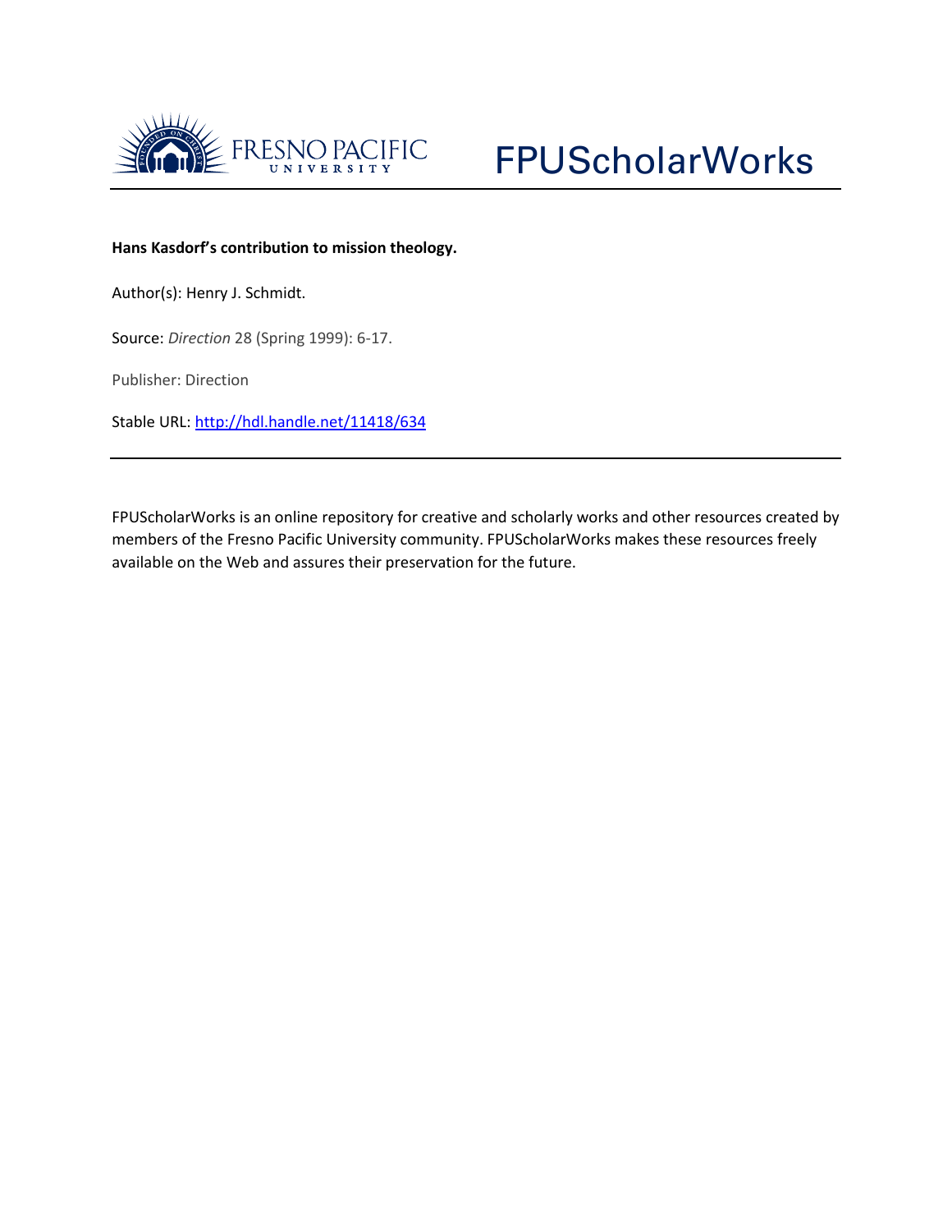FRESNO PACIFIC UNIVERSITY

FPUScholarWorks

**Hans Kasdorf's contribution to mission theology.**

Author(s): Henry J. Schmidt.

Source: *Direction* 28 (Spring 1999): 6-17.

Publisher: Direction

Stable URL: http://hdl.handle.net/11418/634

FPUScholarWorks is an online repository for creative and scholarly works and other resources created by members of the Fresno Pacific University community. FPUScholarWorks makes these resources freely available on the Web and assures their preservation for the future.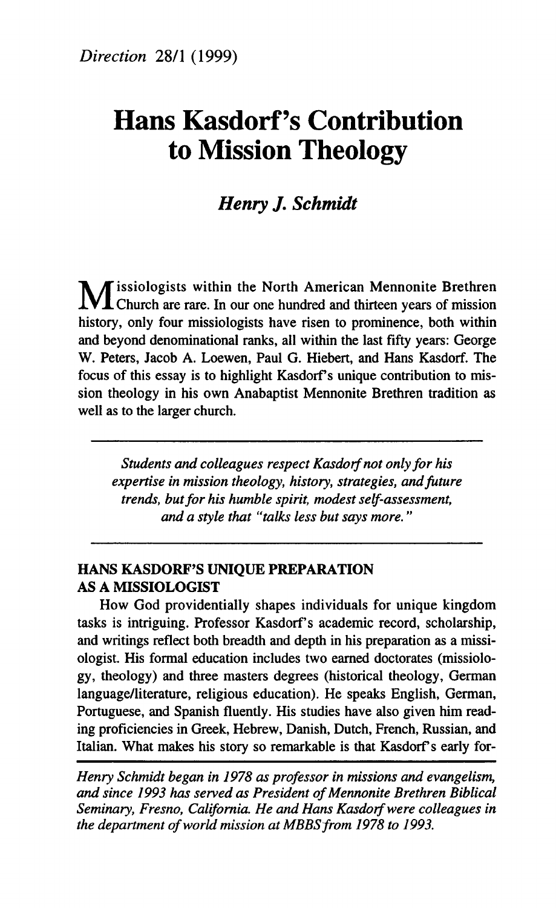*Direction* 28/1 (1999)

# Hans Kasdorf's Contribution to Mission Theology

### *Henry J. Schmidt*

Missiologists within the North American Mennonite Brethren Church are rare. In our one hundred and thirteen years of mission history, only four missiologists have risen to prominence, both within and beyond denominational ranks, all within the last fifty years: George W. Peters, Jacob A. Loewen, Paul G. Hiebert, and Hans Kasdorf. The focus of this essay is to highlight Kasdorf's unique contribution to mission theology in his own Anabaptist Mennonite Brethren tradition as well as to the larger church.

---

*Students and colleagues respect Kasdorf not only for his expertise in mission theology, history, strategies, and future trends, but for his humble spirit, modest self-assessment, and a style that "talks less but says more."*

---

## HANS KASDORF'S UNIQUE PREPARATION AS A MISSIOLOGIST

How God providentially shapes individuals for unique kingdom tasks is intriguing. Professor Kasdorf's academic record, scholarship, and writings reflect both breadth and depth in his preparation as a missiologist. His formal education includes two earned doctorates (missiology, theology) and three masters degrees (historical theology, German language/literature, religious education). He speaks English, German, Portuguese, and Spanish fluently. His studies have also given him reading proficiencies in Greek, Hebrew, Danish, Dutch, French, Russian, and Italian. What makes his story so remarkable is that Kasdorf's early for-

---

*Henry Schmidt began in 1978 as professor in missions and evangelism, and since 1993 has served as President of Mennonite Brethren Biblical Seminary, Fresno, California. He and Hans Kasdorf were colleagues in the department of world mission at MBBS from 1978 to 1993.*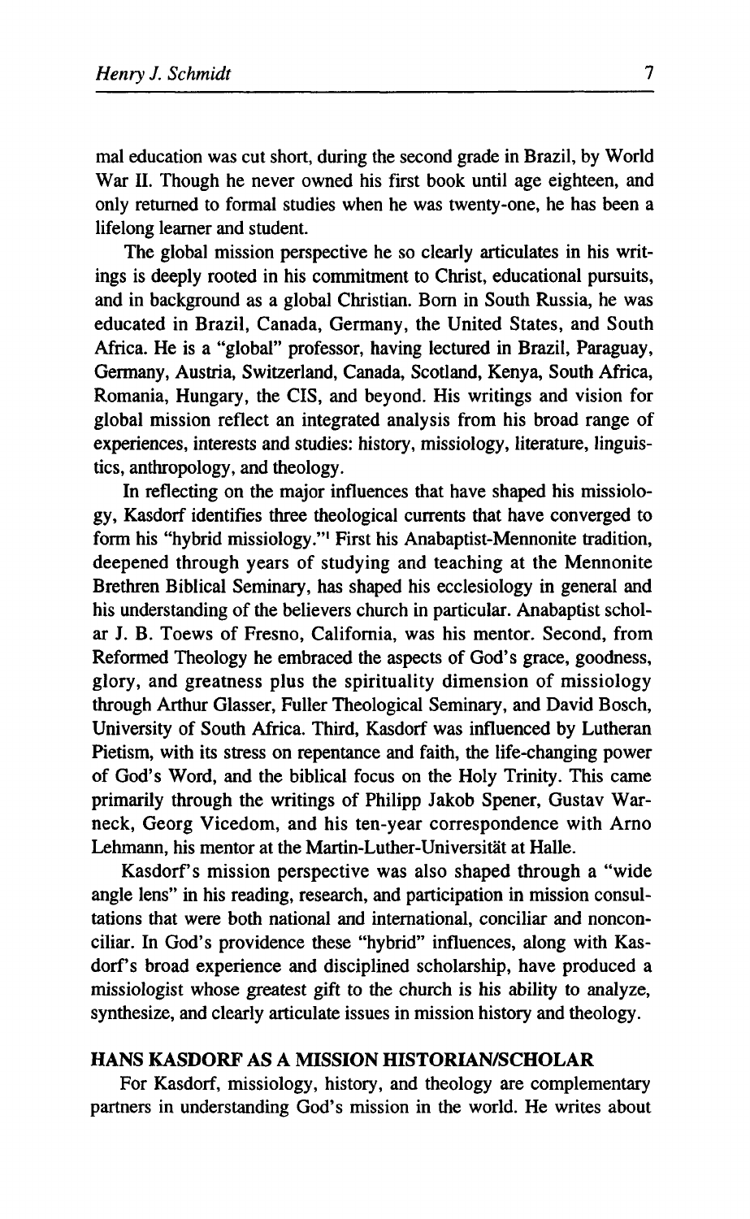mal education was cut short, during the second grade in Brazil, by World War II. Though he never owned his first book until age eighteen, and only returned to formal studies when he was twenty-one, he has been a lifelong learner and student.

The global mission perspective he so clearly articulates in his writings is deeply rooted in his commitment to Christ, educational pursuits, and in background as a global Christian. Born in South Russia, he was educated in Brazil, Canada, Germany, the United States, and South Africa. He is a "global" professor, having lectured in Brazil, Paraguay, Germany, Austria, Switzerland, Canada, Scotland, Kenya, South Africa, Romania, Hungary, the CIS, and beyond. His writings and vision for global mission reflect an integrated analysis from his broad range of experiences, interests and studies: history, missiology, literature, linguistics, anthropology, and theology.

In reflecting on the major influences that have shaped his missiology, Kasdorf identifies three theological currents that have converged to form his "hybrid missiology."[1] First his Anabaptist-Mennonite tradition, deepened through years of studying and teaching at the Mennonite Brethren Biblical Seminary, has shaped his ecclesiology in general and his understanding of the believers church in particular. Anabaptist scholar J. B. Toews of Fresno, California, was his mentor. Second, from Reformed Theology he embraced the aspects of God's grace, goodness, glory, and greatness plus the spirituality dimension of missiology through Arthur Glasser, Fuller Theological Seminary, and David Bosch, University of South Africa. Third, Kasdorf was influenced by Lutheran Pietism, with its stress on repentance and faith, the life-changing power of God's Word, and the biblical focus on the Holy Trinity. This came primarily through the writings of Philipp Jakob Spener, Gustav Warneck, Georg Vicedom, and his ten-year correspondence with Arno Lehmann, his mentor at the Martin-Luther-Universität at Halle.

Kasdorf's mission perspective was also shaped through a "wide angle lens" in his reading, research, and participation in mission consultations that were both national and international, conciliar and nonconciliar. In God's providence these "hybrid" influences, along with Kasdorf's broad experience and disciplined scholarship, have produced a missiologist whose greatest gift to the church is his ability to analyze, synthesize, and clearly articulate issues in mission history and theology.

## HANS KASDORF AS A MISSION HISTORIAN/SCHOLAR

For Kasdorf, missiology, history, and theology are complementary partners in understanding God's mission in the world. He writes about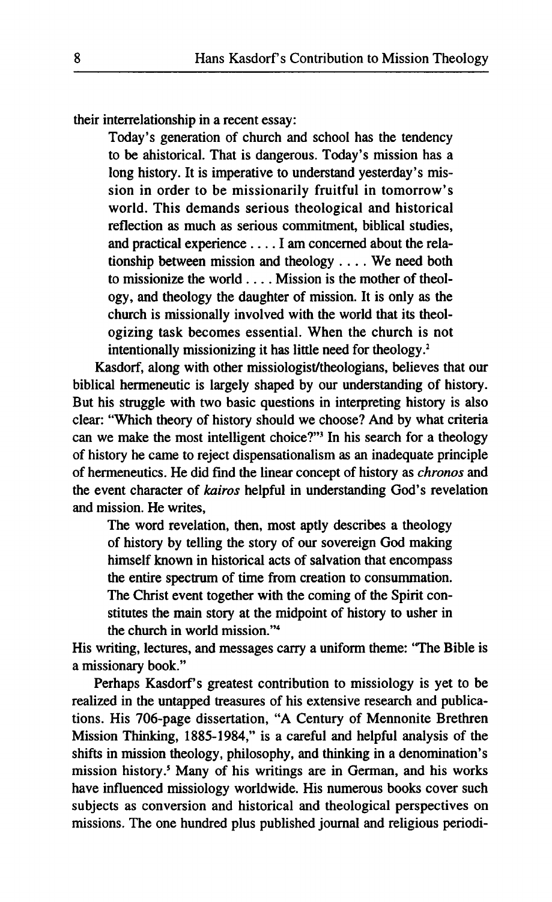their interrelationship in a recent essay:

> Today's generation of church and school has the tendency to be ahistorical. That is dangerous. Today's mission has a long history. It is imperative to understand yesterday's mission in order to be missionarily fruitful in tomorrow's world. This demands serious theological and historical reflection as much as serious commitment, biblical studies, and practical experience . . . . I am concerned about the relationship between mission and theology . . . . We need both to missionize the world . . . . Mission is the mother of theology, and theology the daughter of mission. It is only as the church is missionally involved with the world that its theologizing task becomes essential. When the church is not intentionally missionizing it has little need for theology.[2]

Kasdorf, along with other missiologist/theologians, believes that our biblical hermeneutic is largely shaped by our understanding of history. But his struggle with two basic questions in interpreting history is also clear: "Which theory of history should we choose? And by what criteria can we make the most intelligent choice?"[3] In his search for a theology of history he came to reject dispensationalism as an inadequate principle of hermeneutics. He did find the linear concept of history as *chronos* and the event character of *kairos* helpful in understanding God's revelation and mission. He writes,

> The word revelation, then, most aptly describes a theology of history by telling the story of our sovereign God making himself known in historical acts of salvation that encompass the entire spectrum of time from creation to consummation. The Christ event together with the coming of the Spirit constitutes the main story at the midpoint of history to usher in the church in world mission."[4]

His writing, lectures, and messages carry a uniform theme: "The Bible is a missionary book."

Perhaps Kasdorf's greatest contribution to missiology is yet to be realized in the untapped treasures of his extensive research and publications. His 706-page dissertation, "A Century of Mennonite Brethren Mission Thinking, 1885-1984," is a careful and helpful analysis of the shifts in mission theology, philosophy, and thinking in a denomination's mission history.[5] Many of his writings are in German, and his works have influenced missiology worldwide. His numerous books cover such subjects as conversion and historical and theological perspectives on missions. The one hundred plus published journal and religious periodi-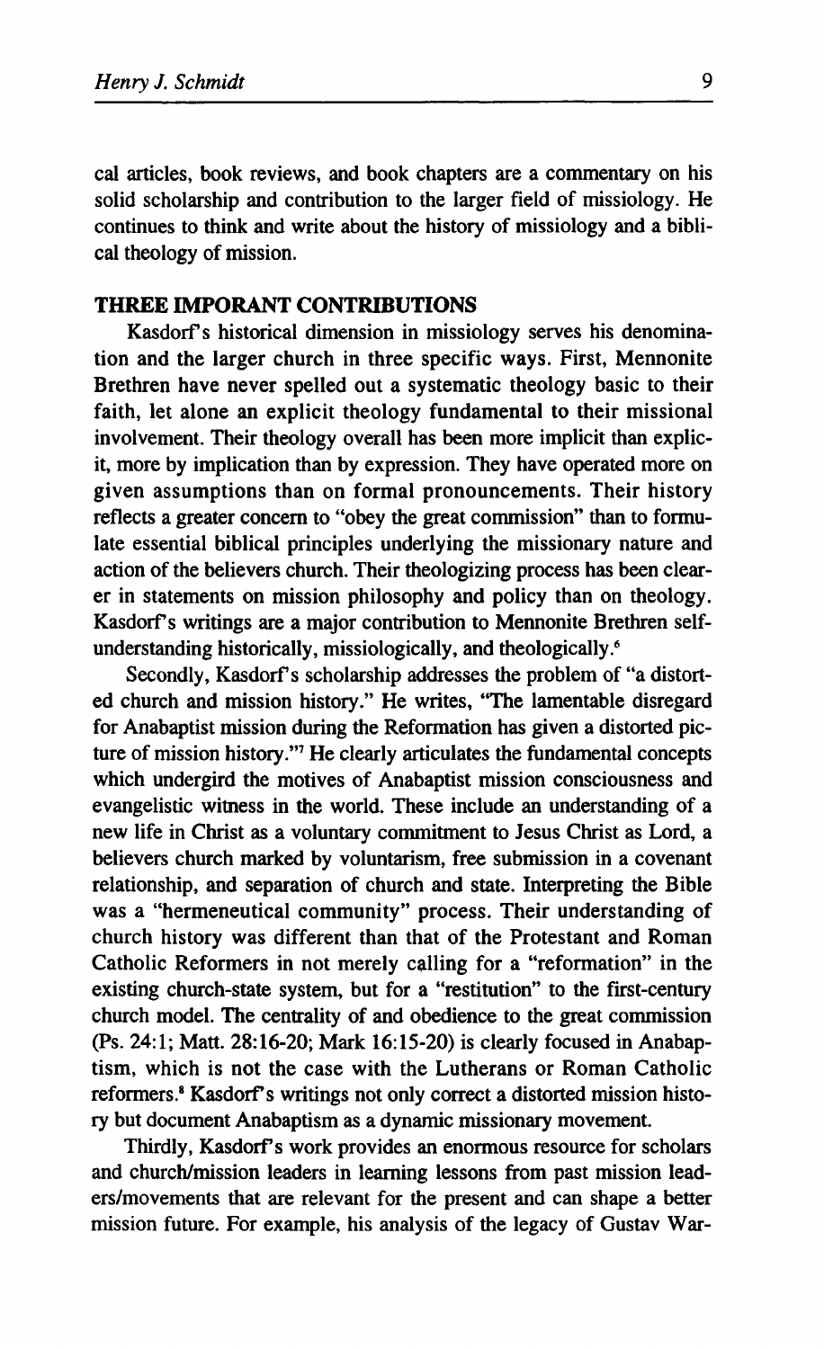cal articles, book reviews, and book chapters are a commentary on his solid scholarship and contribution to the larger field of missiology. He continues to think and write about the history of missiology and a biblical theology of mission.

## THREE IMPORANT CONTRIBUTIONS

Kasdorf's historical dimension in missiology serves his denomination and the larger church in three specific ways. First, Mennonite Brethren have never spelled out a systematic theology basic to their faith, let alone an explicit theology fundamental to their missional involvement. Their theology overall has been more implicit than explicit, more by implication than by expression. They have operated more on given assumptions than on formal pronouncements. Their history reflects a greater concern to "obey the great commission" than to formulate essential biblical principles underlying the missionary nature and action of the believers church. Their theologizing process has been clearer in statements on mission philosophy and policy than on theology. Kasdorf's writings are a major contribution to Mennonite Brethren self-understanding historically, missiologically, and theologically.[6]

Secondly, Kasdorf's scholarship addresses the problem of "a distorted church and mission history." He writes, "The lamentable disregard for Anabaptist mission during the Reformation has given a distorted picture of mission history."[7] He clearly articulates the fundamental concepts which undergird the motives of Anabaptist mission consciousness and evangelistic witness in the world. These include an understanding of a new life in Christ as a voluntary commitment to Jesus Christ as Lord, a believers church marked by voluntarism, free submission in a covenant relationship, and separation of church and state. Interpreting the Bible was a "hermeneutical community" process. Their understanding of church history was different than that of the Protestant and Roman Catholic Reformers in not merely calling for a "reformation" in the existing church-state system, but for a "restitution" to the first-century church model. The centrality of and obedience to the great commission (Ps. 24:1; Matt. 28:16-20; Mark 16:15-20) is clearly focused in Anabaptism, which is not the case with the Lutherans or Roman Catholic reformers.[8] Kasdorf's writings not only correct a distorted mission history but document Anabaptism as a dynamic missionary movement.

Thirdly, Kasdorf's work provides an enormous resource for scholars and church/mission leaders in learning lessons from past mission leaders/movements that are relevant for the present and can shape a better mission future. For example, his analysis of the legacy of Gustav War-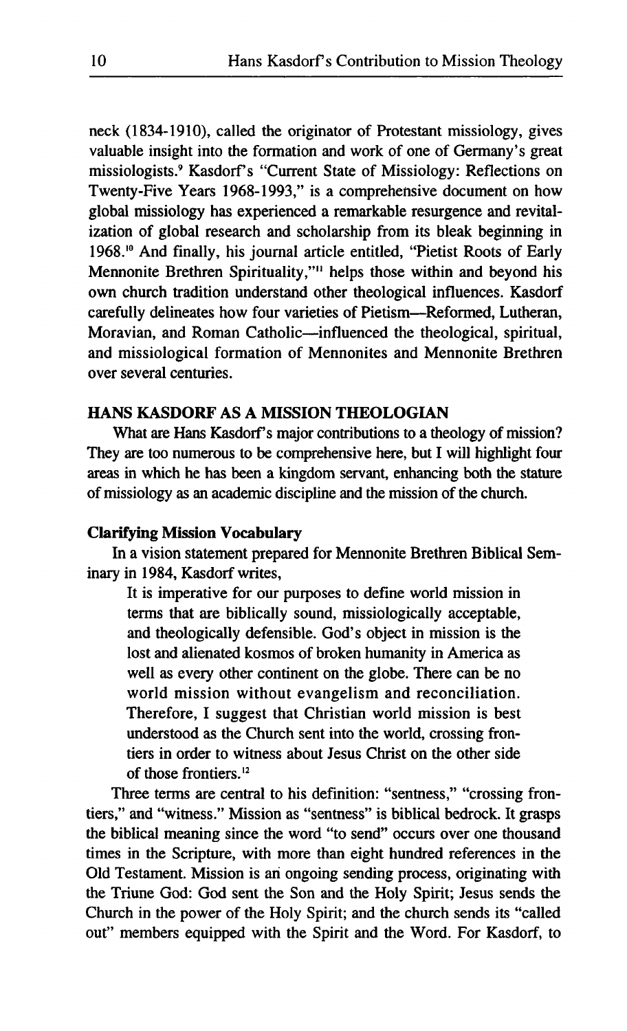neck (1834-1910), called the originator of Protestant missiology, gives valuable insight into the formation and work of one of Germany's great missiologists.[9] Kasdorf's "Current State of Missiology: Reflections on Twenty-Five Years 1968-1993," is a comprehensive document on how global missiology has experienced a remarkable resurgence and revitalization of global research and scholarship from its bleak beginning in 1968.[10] And finally, his journal article entitled, "Pietist Roots of Early Mennonite Brethren Spirituality,"[11] helps those within and beyond his own church tradition understand other theological influences. Kasdorf carefully delineates how four varieties of Pietism—Reformed, Lutheran, Moravian, and Roman Catholic—influenced the theological, spiritual, and missiological formation of Mennonites and Mennonite Brethren over several centuries.

## HANS KASDORF AS A MISSION THEOLOGIAN

What are Hans Kasdorf's major contributions to a theology of mission? They are too numerous to be comprehensive here, but I will highlight four areas in which he has been a kingdom servant, enhancing both the stature of missiology as an academic discipline and the mission of the church.

### Clarifying Mission Vocabulary

In a vision statement prepared for Mennonite Brethren Biblical Seminary in 1984, Kasdorf writes,

> It is imperative for our purposes to define world mission in terms that are biblically sound, missiologically acceptable, and theologically defensible. God's object in mission is the lost and alienated kosmos of broken humanity in America as well as every other continent on the globe. There can be no world mission without evangelism and reconciliation. Therefore, I suggest that Christian world mission is best understood as the Church sent into the world, crossing frontiers in order to witness about Jesus Christ on the other side of those frontiers.[12]

Three terms are central to his definition: "sentness," "crossing frontiers," and "witness." Mission as "sentness" is biblical bedrock. It grasps the biblical meaning since the word "to send" occurs over one thousand times in the Scripture, with more than eight hundred references in the Old Testament. Mission is an ongoing sending process, originating with the Triune God: God sent the Son and the Holy Spirit; Jesus sends the Church in the power of the Holy Spirit; and the church sends its "called out" members equipped with the Spirit and the Word. For Kasdorf, to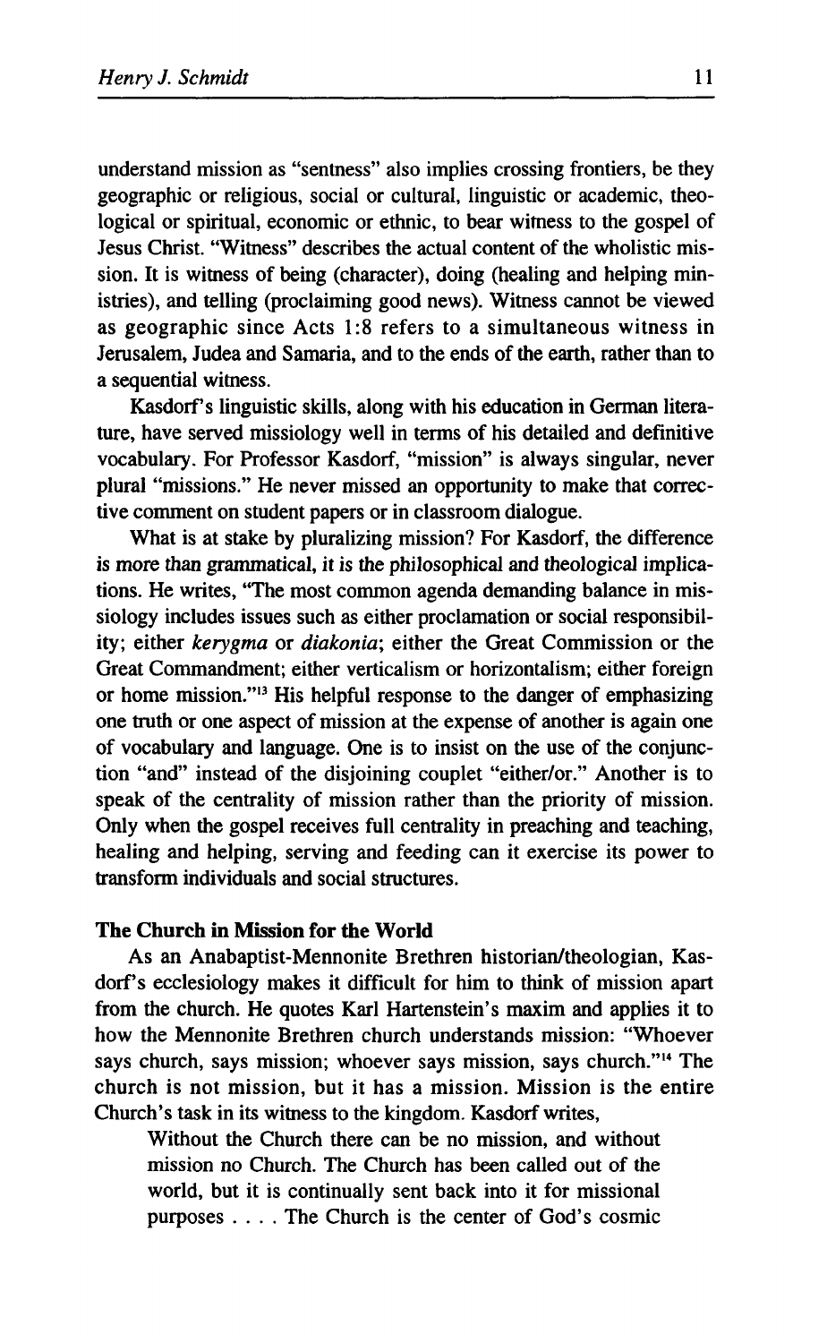understand mission as "sentness" also implies crossing frontiers, be they geographic or religious, social or cultural, linguistic or academic, theological or spiritual, economic or ethnic, to bear witness to the gospel of Jesus Christ. "Witness" describes the actual content of the wholistic mission. It is witness of being (character), doing (healing and helping ministries), and telling (proclaiming good news). Witness cannot be viewed as geographic since Acts 1:8 refers to a simultaneous witness in Jerusalem, Judea and Samaria, and to the ends of the earth, rather than to a sequential witness.

Kasdorf's linguistic skills, along with his education in German literature, have served missiology well in terms of his detailed and definitive vocabulary. For Professor Kasdorf, "mission" is always singular, never plural "missions." He never missed an opportunity to make that corrective comment on student papers or in classroom dialogue.

What is at stake by pluralizing mission? For Kasdorf, the difference is more than grammatical, it is the philosophical and theological implications. He writes, "The most common agenda demanding balance in missiology includes issues such as either proclamation or social responsibility; either *kerygma* or *diakonia*; either the Great Commission or the Great Commandment; either verticalism or horizontalism; either foreign or home mission."[13] His helpful response to the danger of emphasizing one truth or one aspect of mission at the expense of another is again one of vocabulary and language. One is to insist on the use of the conjunction "and" instead of the disjoining couplet "either/or." Another is to speak of the centrality of mission rather than the priority of mission. Only when the gospel receives full centrality in preaching and teaching, healing and helping, serving and feeding can it exercise its power to transform individuals and social structures.

**The Church in Mission for the World**

As an Anabaptist-Mennonite Brethren historian/theologian, Kasdorf's ecclesiology makes it difficult for him to think of mission apart from the church. He quotes Karl Hartenstein's maxim and applies it to how the Mennonite Brethren church understands mission: "Whoever says church, says mission; whoever says mission, says church."[14] The church is not mission, but it has a mission. Mission is the entire Church's task in its witness to the kingdom. Kasdorf writes,

> Without the Church there can be no mission, and without mission no Church. The Church has been called out of the world, but it is continually sent back into it for missional purposes . . . . The Church is the center of God's cosmic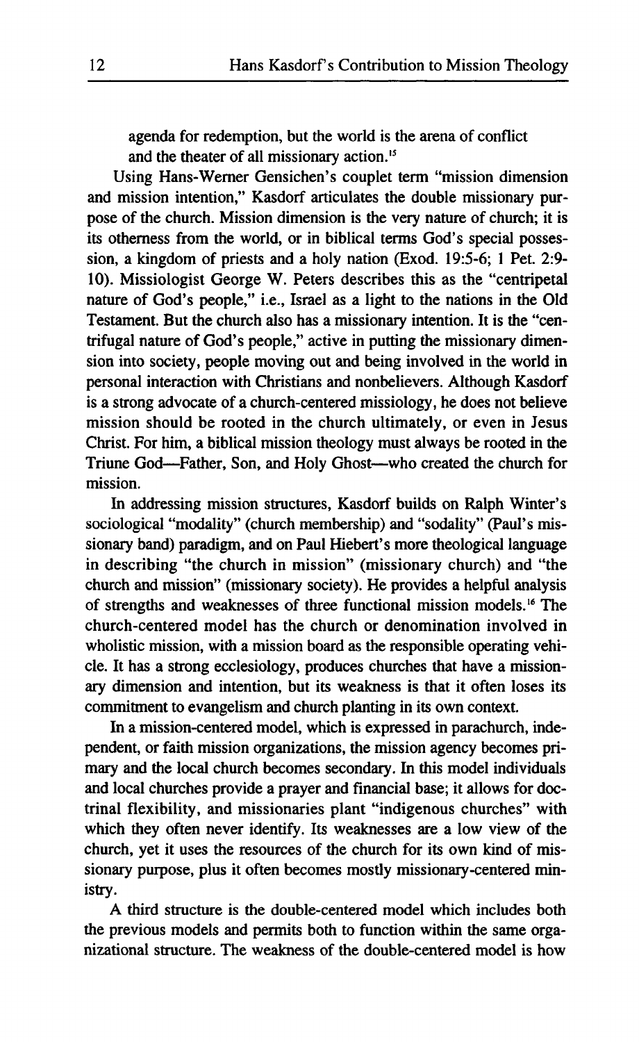agenda for redemption, but the world is the arena of conflict and the theater of all missionary action.[15]

Using Hans-Werner Gensichen's couplet term "mission dimension and mission intention," Kasdorf articulates the double missionary purpose of the church. Mission dimension is the very nature of church; it is its otherness from the world, or in biblical terms God's special possession, a kingdom of priests and a holy nation (Exod. 19:5-6; 1 Pet. 2:9-10). Missiologist George W. Peters describes this as the "centripetal nature of God's people," i.e., Israel as a light to the nations in the Old Testament. But the church also has a missionary intention. It is the "centrifugal nature of God's people," active in putting the missionary dimension into society, people moving out and being involved in the world in personal interaction with Christians and nonbelievers. Although Kasdorf is a strong advocate of a church-centered missiology, he does not believe mission should be rooted in the church ultimately, or even in Jesus Christ. For him, a biblical mission theology must always be rooted in the Triune God—Father, Son, and Holy Ghost—who created the church for mission.

In addressing mission structures, Kasdorf builds on Ralph Winter's sociological "modality" (church membership) and "sodality" (Paul's missionary band) paradigm, and on Paul Hiebert's more theological language in describing "the church in mission" (missionary church) and "the church and mission" (missionary society). He provides a helpful analysis of strengths and weaknesses of three functional mission models.[16] The church-centered model has the church or denomination involved in wholistic mission, with a mission board as the responsible operating vehicle. It has a strong ecclesiology, produces churches that have a missionary dimension and intention, but its weakness is that it often loses its commitment to evangelism and church planting in its own context.

In a mission-centered model, which is expressed in parachurch, independent, or faith mission organizations, the mission agency becomes primary and the local church becomes secondary. In this model individuals and local churches provide a prayer and financial base; it allows for doctrinal flexibility, and missionaries plant "indigenous churches" with which they often never identify. Its weaknesses are a low view of the church, yet it uses the resources of the church for its own kind of missionary purpose, plus it often becomes mostly missionary-centered ministry.

A third structure is the double-centered model which includes both the previous models and permits both to function within the same organizational structure. The weakness of the double-centered model is how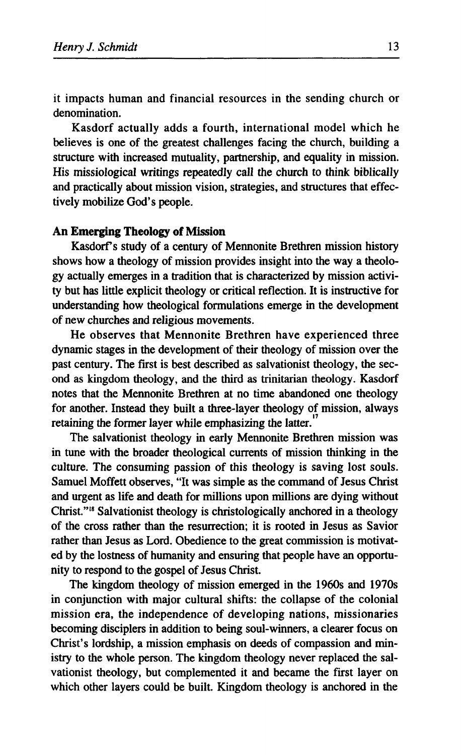it impacts human and financial resources in the sending church or denomination.

Kasdorf actually adds a fourth, international model which he believes is one of the greatest challenges facing the church, building a structure with increased mutuality, partnership, and equality in mission. His missiological writings repeatedly call the church to think biblically and practically about mission vision, strategies, and structures that effectively mobilize God's people.

**An Emerging Theology of Mission**

Kasdorf's study of a century of Mennonite Brethren mission history shows how a theology of mission provides insight into the way a theology actually emerges in a tradition that is characterized by mission activity but has little explicit theology or critical reflection. It is instructive for understanding how theological formulations emerge in the development of new churches and religious movements.

He observes that Mennonite Brethren have experienced three dynamic stages in the development of their theology of mission over the past century. The first is best described as salvationist theology, the second as kingdom theology, and the third as trinitarian theology. Kasdorf notes that the Mennonite Brethren at no time abandoned one theology for another. Instead they built a three-layer theology of mission, always retaining the former layer while emphasizing the latter.[17]

The salvationist theology in early Mennonite Brethren mission was in tune with the broader theological currents of mission thinking in the culture. The consuming passion of this theology is saving lost souls. Samuel Moffett observes, "It was simple as the command of Jesus Christ and urgent as life and death for millions upon millions are dying without Christ."[18] Salvationist theology is christologically anchored in a theology of the cross rather than the resurrection; it is rooted in Jesus as Savior rather than Jesus as Lord. Obedience to the great commission is motivated by the lostness of humanity and ensuring that people have an opportunity to respond to the gospel of Jesus Christ.

The kingdom theology of mission emerged in the 1960s and 1970s in conjunction with major cultural shifts: the collapse of the colonial mission era, the independence of developing nations, missionaries becoming disciplers in addition to being soul-winners, a clearer focus on Christ's lordship, a mission emphasis on deeds of compassion and ministry to the whole person. The kingdom theology never replaced the salvationist theology, but complemented it and became the first layer on which other layers could be built. Kingdom theology is anchored in the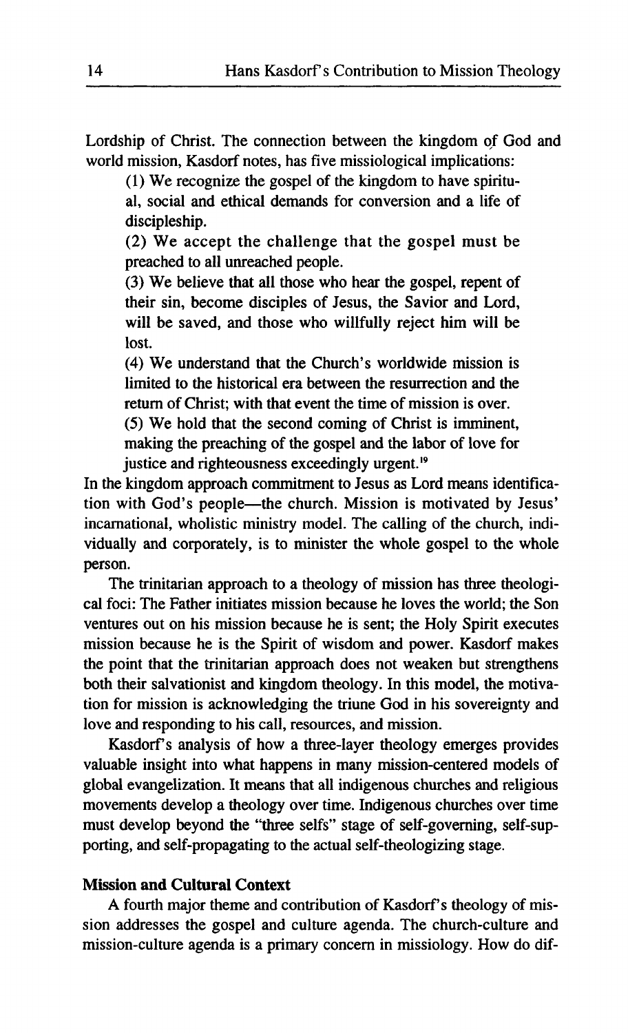Lordship of Christ. The connection between the kingdom of God and world mission, Kasdorf notes, has five missiological implications:

> (1) We recognize the gospel of the kingdom to have spiritual, social and ethical demands for conversion and a life of discipleship.
>
> (2) We accept the challenge that the gospel must be preached to all unreached people.
>
> (3) We believe that all those who hear the gospel, repent of their sin, become disciples of Jesus, the Savior and Lord, will be saved, and those who willfully reject him will be lost.
>
> (4) We understand that the Church's worldwide mission is limited to the historical era between the resurrection and the return of Christ; with that event the time of mission is over.
>
> (5) We hold that the second coming of Christ is imminent, making the preaching of the gospel and the labor of love for justice and righteousness exceedingly urgent.[19]

In the kingdom approach commitment to Jesus as Lord means identification with God's people—the church. Mission is motivated by Jesus' incarnational, wholistic ministry model. The calling of the church, individually and corporately, is to minister the whole gospel to the whole person.

The trinitarian approach to a theology of mission has three theological foci: The Father initiates mission because he loves the world; the Son ventures out on his mission because he is sent; the Holy Spirit executes mission because he is the Spirit of wisdom and power. Kasdorf makes the point that the trinitarian approach does not weaken but strengthens both their salvationist and kingdom theology. In this model, the motivation for mission is acknowledging the triune God in his sovereignty and love and responding to his call, resources, and mission.

Kasdorf's analysis of how a three-layer theology emerges provides valuable insight into what happens in many mission-centered models of global evangelization. It means that all indigenous churches and religious movements develop a theology over time. Indigenous churches over time must develop beyond the "three selfs" stage of self-governing, self-supporting, and self-propagating to the actual self-theologizing stage.

### Mission and Cultural Context

A fourth major theme and contribution of Kasdorf's theology of mission addresses the gospel and culture agenda. The church-culture and mission-culture agenda is a primary concern in missiology. How do dif-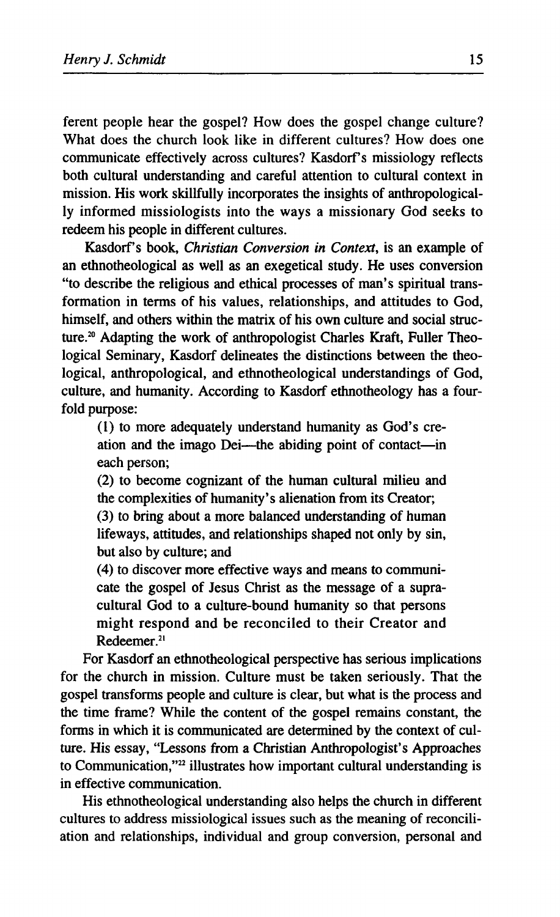ferent people hear the gospel? How does the gospel change culture? What does the church look like in different cultures? How does one communicate effectively across cultures? Kasdorf's missiology reflects both cultural understanding and careful attention to cultural context in mission. His work skillfully incorporates the insights of anthropologically informed missiologists into the ways a missionary God seeks to redeem his people in different cultures.

Kasdorf's book, *Christian Conversion in Context*, is an example of an ethnotheological as well as an exegetical study. He uses conversion "to describe the religious and ethical processes of man's spiritual transformation in terms of his values, relationships, and attitudes to God, himself, and others within the matrix of his own culture and social structure.[20] Adapting the work of anthropologist Charles Kraft, Fuller Theological Seminary, Kasdorf delineates the distinctions between the theological, anthropological, and ethnotheological understandings of God, culture, and humanity. According to Kasdorf ethnotheology has a fourfold purpose:

> (1) to more adequately understand humanity as God's creation and the imago Dei—the abiding point of contact—in each person;
>
> (2) to become cognizant of the human cultural milieu and the complexities of humanity's alienation from its Creator;
>
> (3) to bring about a more balanced understanding of human lifeways, attitudes, and relationships shaped not only by sin, but also by culture; and
>
> (4) to discover more effective ways and means to communicate the gospel of Jesus Christ as the message of a supracultural God to a culture-bound humanity so that persons might respond and be reconciled to their Creator and Redeemer.[21]

For Kasdorf an ethnotheological perspective has serious implications for the church in mission. Culture must be taken seriously. That the gospel transforms people and culture is clear, but what is the process and the time frame? While the content of the gospel remains constant, the forms in which it is communicated are determined by the context of culture. His essay, "Lessons from a Christian Anthropologist's Approaches to Communication,"[22] illustrates how important cultural understanding is in effective communication.

His ethnotheological understanding also helps the church in different cultures to address missiological issues such as the meaning of reconciliation and relationships, individual and group conversion, personal and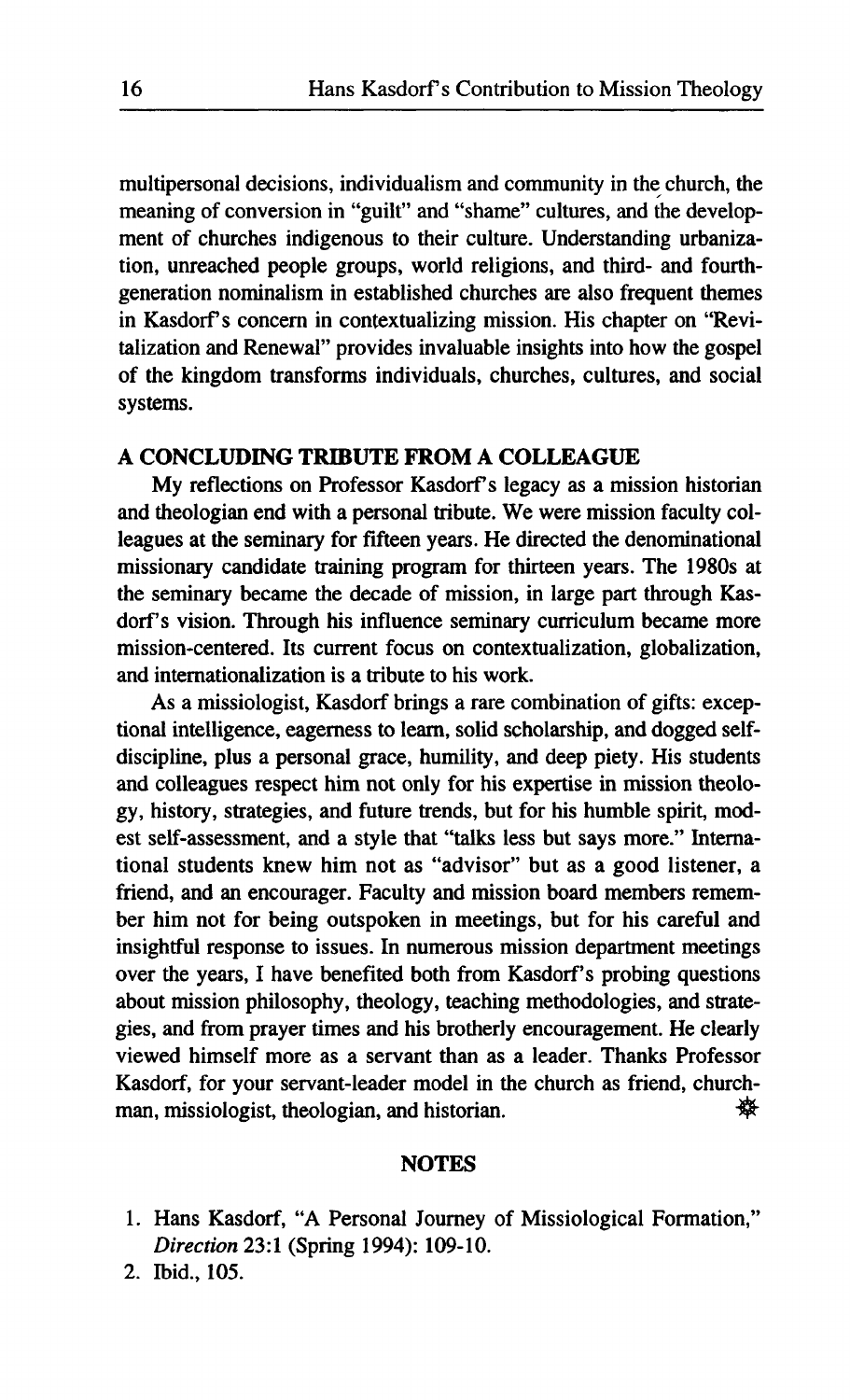multipersonal decisions, individualism and community in the church, the meaning of conversion in "guilt" and "shame" cultures, and the development of churches indigenous to their culture. Understanding urbanization, unreached people groups, world religions, and third- and fourth-generation nominalism in established churches are also frequent themes in Kasdorf's concern in contextualizing mission. His chapter on "Revitalization and Renewal" provides invaluable insights into how the gospel of the kingdom transforms individuals, churches, cultures, and social systems.

## A CONCLUDING TRIBUTE FROM A COLLEAGUE

My reflections on Professor Kasdorf's legacy as a mission historian and theologian end with a personal tribute. We were mission faculty colleagues at the seminary for fifteen years. He directed the denominational missionary candidate training program for thirteen years. The 1980s at the seminary became the decade of mission, in large part through Kasdorf's vision. Through his influence seminary curriculum became more mission-centered. Its current focus on contextualization, globalization, and internationalization is a tribute to his work.

As a missiologist, Kasdorf brings a rare combination of gifts: exceptional intelligence, eagerness to learn, solid scholarship, and dogged self-discipline, plus a personal grace, humility, and deep piety. His students and colleagues respect him not only for his expertise in mission theology, history, strategies, and future trends, but for his humble spirit, modest self-assessment, and a style that "talks less but says more." International students knew him not as "advisor" but as a good listener, a friend, and an encourager. Faculty and mission board members remember him not for being outspoken in meetings, but for his careful and insightful response to issues. In numerous mission department meetings over the years, I have benefited both from Kasdorf's probing questions about mission philosophy, theology, teaching methodologies, and strategies, and from prayer times and his brotherly encouragement. He clearly viewed himself more as a servant than as a leader. Thanks Professor Kasdorf, for your servant-leader model in the church as friend, churchman, missiologist, theologian, and historian.

## NOTES

1. Hans Kasdorf, "A Personal Journey of Missiological Formation," *Direction* 23:1 (Spring 1994): 109-10.
2. Ibid., 105.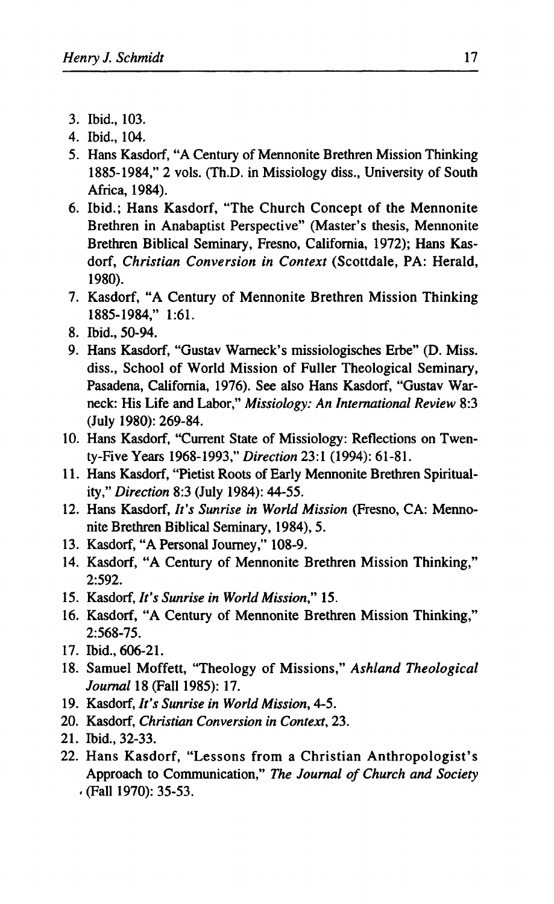3. Ibid., 103.
4. Ibid., 104.
5. Hans Kasdorf, "A Century of Mennonite Brethren Mission Thinking 1885-1984," 2 vols. (Th.D. in Missiology diss., University of South Africa, 1984).
6. Ibid.; Hans Kasdorf, "The Church Concept of the Mennonite Brethren in Anabaptist Perspective" (Master's thesis, Mennonite Brethren Biblical Seminary, Fresno, California, 1972); Hans Kasdorf, *Christian Conversion in Context* (Scottdale, PA: Herald, 1980).
7. Kasdorf, "A Century of Mennonite Brethren Mission Thinking 1885-1984," 1:61.
8. Ibid., 50-94.
9. Hans Kasdorf, "Gustav Warneck's missiologisches Erbe" (D. Miss. diss., School of World Mission of Fuller Theological Seminary, Pasadena, California, 1976). See also Hans Kasdorf, "Gustav Warneck: His Life and Labor," *Missiology: An International Review* 8:3 (July 1980): 269-84.
10. Hans Kasdorf, "Current State of Missiology: Reflections on Twenty-Five Years 1968-1993," *Direction* 23:1 (1994): 61-81.
11. Hans Kasdorf, "Pietist Roots of Early Mennonite Brethren Spirituality," *Direction* 8:3 (July 1984): 44-55.
12. Hans Kasdorf, *It's Sunrise in World Mission* (Fresno, CA: Mennonite Brethren Biblical Seminary, 1984), 5.
13. Kasdorf, "A Personal Journey," 108-9.
14. Kasdorf, "A Century of Mennonite Brethren Mission Thinking," 2:592.
15. Kasdorf, *It's Sunrise in World Mission*," 15.
16. Kasdorf, "A Century of Mennonite Brethren Mission Thinking," 2:568-75.
17. Ibid., 606-21.
18. Samuel Moffett, "Theology of Missions," *Ashland Theological Journal* 18 (Fall 1985): 17.
19. Kasdorf, *It's Sunrise in World Mission*, 4-5.
20. Kasdorf, *Christian Conversion in Context*, 23.
21. Ibid., 32-33.
22. Hans Kasdorf, "Lessons from a Christian Anthropologist's Approach to Communication," *The Journal of Church and Society* (Fall 1970): 35-53.